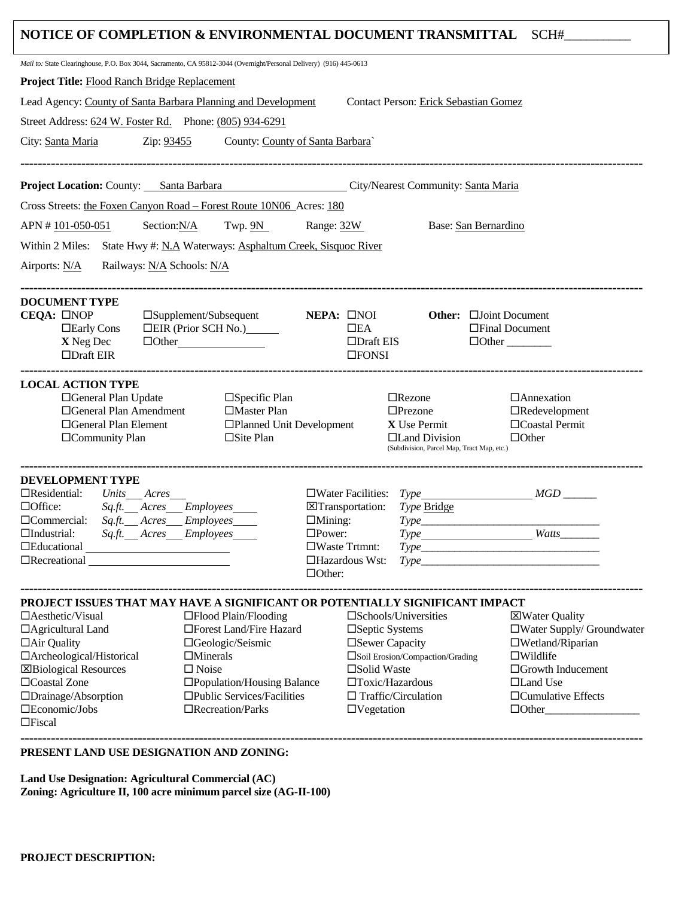# NOTICE OF COMPLETION & ENVIRONMENTAL DOCUMENT TRANSMITTAL SCH#__________

*Mail to:* State Clearinghouse, P.O. Box 3044, Sacramento, CA 95812-3044 (Overnight/Personal Delivery) (916) 445-0613

**Project Title:** Flood Ranch Bridge Replacement

Lead Agency: County of Santa Barbara Planning and Development Contact Person: Erick Sebastian Gomez

Street Address: 624 W. Foster Rd. Phone: (805) 934-6291

City: Santa Maria Zip: 93455 County: County of Santa Barbara`

---

**Project Location:** County: Santa Barbara City/Nearest Community: Santa Maria

Cross Streets: the Foxen Canyon Road – Forest Route 10N06 Acres: 180

APN # 101-050-051 Section: N/A Twp. 9N Range: 32W Base: San Bernardino

Within 2 Miles: State Hwy #: N.A Waterways: Asphaltum Creek, Sisquoc River

Airports: N/A Railways: N/A Schools: N/A

---

**DOCUMENT TYPE**

**CEQA:**
- ☐ NOP
- ☐ Early Cons
- X Neg Dec
- ☐ Draft EIR
- ☐ Supplement/Subsequent
- ☐ EIR (Prior SCH No.)______
- ☐ Other________________

**NEPA:**
- ☐ NOI
- ☐ EA
- ☐ Draft EIS
- ☐ FONSI

**Other:**
- ☐ Joint Document
- ☐ Final Document
- ☐ Other ________

---

**LOCAL ACTION TYPE**

- ☐ General Plan Update
- ☐ General Plan Amendment
- ☐ General Plan Element
- ☐ Community Plan
- ☐ Specific Plan
- ☐ Master Plan
- ☐ Planned Unit Development
- ☐ Site Plan
- ☐ Rezone
- ☐ Prezone
- X Use Permit
- ☐ Land Division (Subdivision, Parcel Map, Tract Map, etc.)
- ☐ Annexation
- ☐ Redevelopment
- ☐ Coastal Permit
- ☐ Other

---

**DEVELOPMENT TYPE**

- ☐ Residential: *Units*___ *Acres*___
- ☐ Office: *Sq.ft.*___ *Acres*___ *Employees*____
- ☐ Commercial: *Sq.ft.*___ *Acres*___ *Employees*____
- ☐ Industrial: *Sq.ft.*___ *Acres*___ *Employees*____
- ☐ Educational ________________
- ☐ Recreational ________________
- ☐ Water Facilities: *Type*________________ *MGD* ______
- ☒ Transportation: *Type* Bridge
- ☐ Mining: *Type*________________
- ☐ Power: *Type*________________ *Watts*_______
- ☐ Waste Trtmnt: *Type*________________
- ☐ Hazardous Wst: *Type*________________
- ☐ Other:

---

**PROJECT ISSUES THAT MAY HAVE A SIGNIFICANT OR POTENTIALLY SIGNIFICANT IMPACT**

- ☐ Aesthetic/Visual
- ☐ Agricultural Land
- ☐ Air Quality
- ☐ Archeological/Historical
- ☒ Biological Resources
- ☐ Coastal Zone
- ☐ Drainage/Absorption
- ☐ Economic/Jobs
- ☐ Fiscal
- ☐ Flood Plain/Flooding
- ☐ Forest Land/Fire Hazard
- ☐ Geologic/Seismic
- ☐ Minerals
- ☐ Noise
- ☐ Population/Housing Balance
- ☐ Public Services/Facilities
- ☐ Recreation/Parks
- ☐ Schools/Universities
- ☐ Septic Systems
- ☐ Sewer Capacity
- ☐ Soil Erosion/Compaction/Grading
- ☐ Solid Waste
- ☐ Toxic/Hazardous
- ☐ Traffic/Circulation
- ☐ Vegetation
- ☒ Water Quality
- ☐ Water Supply/ Groundwater
- ☐ Wetland/Riparian
- ☐ Wildlife
- ☐ Growth Inducement
- ☐ Land Use
- ☐ Cumulative Effects
- ☐ Other________________

---

**PRESENT LAND USE DESIGNATION AND ZONING:**

**Land Use Designation: Agricultural Commercial (AC)**
**Zoning: Agriculture II, 100 acre minimum parcel size (AG-II-100)**

**PROJECT DESCRIPTION:**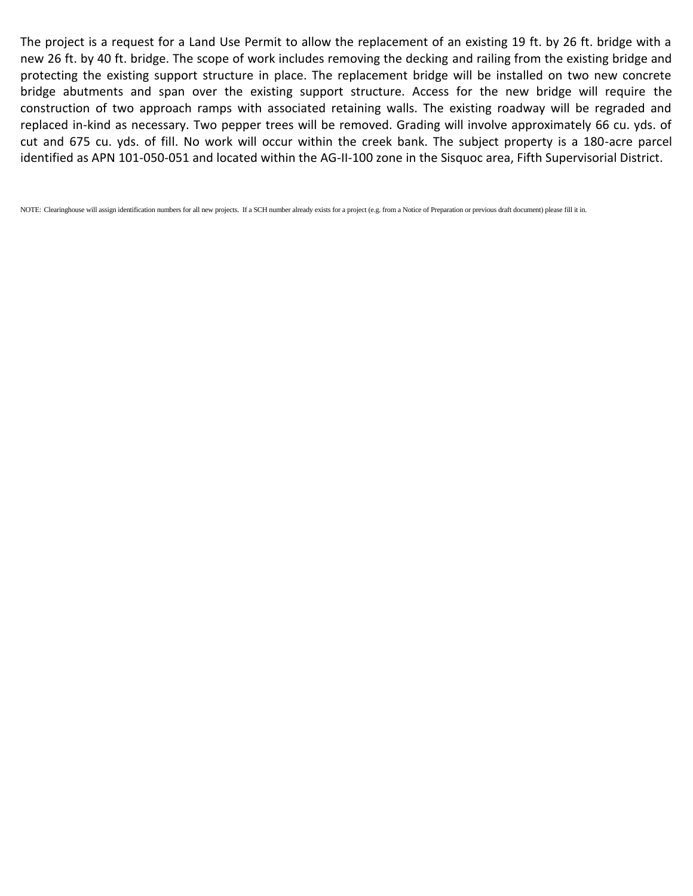The project is a request for a Land Use Permit to allow the replacement of an existing 19 ft. by 26 ft. bridge with a new 26 ft. by 40 ft. bridge. The scope of work includes removing the decking and railing from the existing bridge and protecting the existing support structure in place. The replacement bridge will be installed on two new concrete bridge abutments and span over the existing support structure. Access for the new bridge will require the construction of two approach ramps with associated retaining walls. The existing roadway will be regraded and replaced in-kind as necessary. Two pepper trees will be removed. Grading will involve approximately 66 cu. yds. of cut and 675 cu. yds. of fill. No work will occur within the creek bank. The subject property is a 180-acre parcel identified as APN 101-050-051 and located within the AG-II-100 zone in the Sisquoc area, Fifth Supervisorial District.

NOTE: Clearinghouse will assign identification numbers for all new projects. If a SCH number already exists for a project (e.g. from a Notice of Preparation or previous draft document) please fill it in.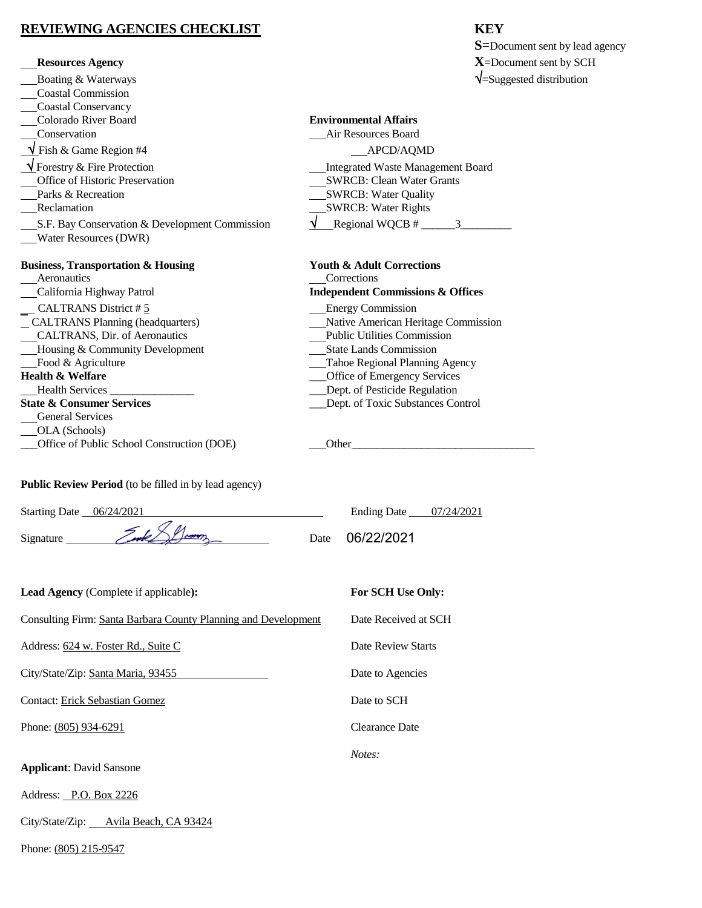# REVIEWING AGENCIES CHECKLIST

## KEY

**S**=Document sent by lead agency
**X**=Document sent by SCH
√=Suggested distribution

___ **Resources Agency**
___ Boating & Waterways
___ Coastal Commission
___ Coastal Conservancy
___ Colorado River Board
___ Conservation
_√_ Fish & Game Region #4
_√_ Forestry & Fire Protection
___ Office of Historic Preservation
___ Parks & Recreation
___ Reclamation
___ S.F. Bay Conservation & Development Commission
___ Water Resources (DWR)

**Business, Transportation & Housing**
___ Aeronautics
___ California Highway Patrol
_ CALTRANS District # 5
_ CALTRANS Planning (headquarters)
___ CALTRANS, Dir. of Aeronautics
___ Housing & Community Development
___ Food & Agriculture

**Health & Welfare**
___ Health Services _______________

**State & Consumer Services**
___ General Services
___ OLA (Schools)
___ Office of Public School Construction (DOE)

**Environmental Affairs**
___ Air Resources Board
___ APCD/AQMD
___ Integrated Waste Management Board
___ SWRCB: Clean Water Grants
___ SWRCB: Water Quality
___ SWRCB: Water Rights
√ ___ Regional WQCB # ______3_________

**Youth & Adult Corrections**
___ Corrections

**Independent Commissions & Offices**
___ Energy Commission
___ Native American Heritage Commission
___ Public Utilities Commission
___ State Lands Commission
___ Tahoe Regional Planning Agency
___ Office of Emergency Services
___ Dept. of Pesticide Regulation
___ Dept. of Toxic Substances Control

___ Other_________________________________

**Public Review Period** (to be filled in by lead agency)

Starting Date 06/24/2021 Ending Date 07/24/2021

Signature [signature] Date 06/22/2021

**Lead Agency** (Complete if applicable**):**

Consulting Firm: Santa Barbara County Planning and Development

Address: 624 w. Foster Rd., Suite C

City/State/Zip: Santa Maria, 93455

Contact: Erick Sebastian Gomez

Phone: (805) 934-6291

**Applicant**: David Sansone

Address: P.O. Box 2226

City/State/Zip: Avila Beach, CA 93424

Phone: (805) 215-9547

**For SCH Use Only:**

Date Received at SCH

Date Review Starts

Date to Agencies

Date to SCH

Clearance Date

*Notes:*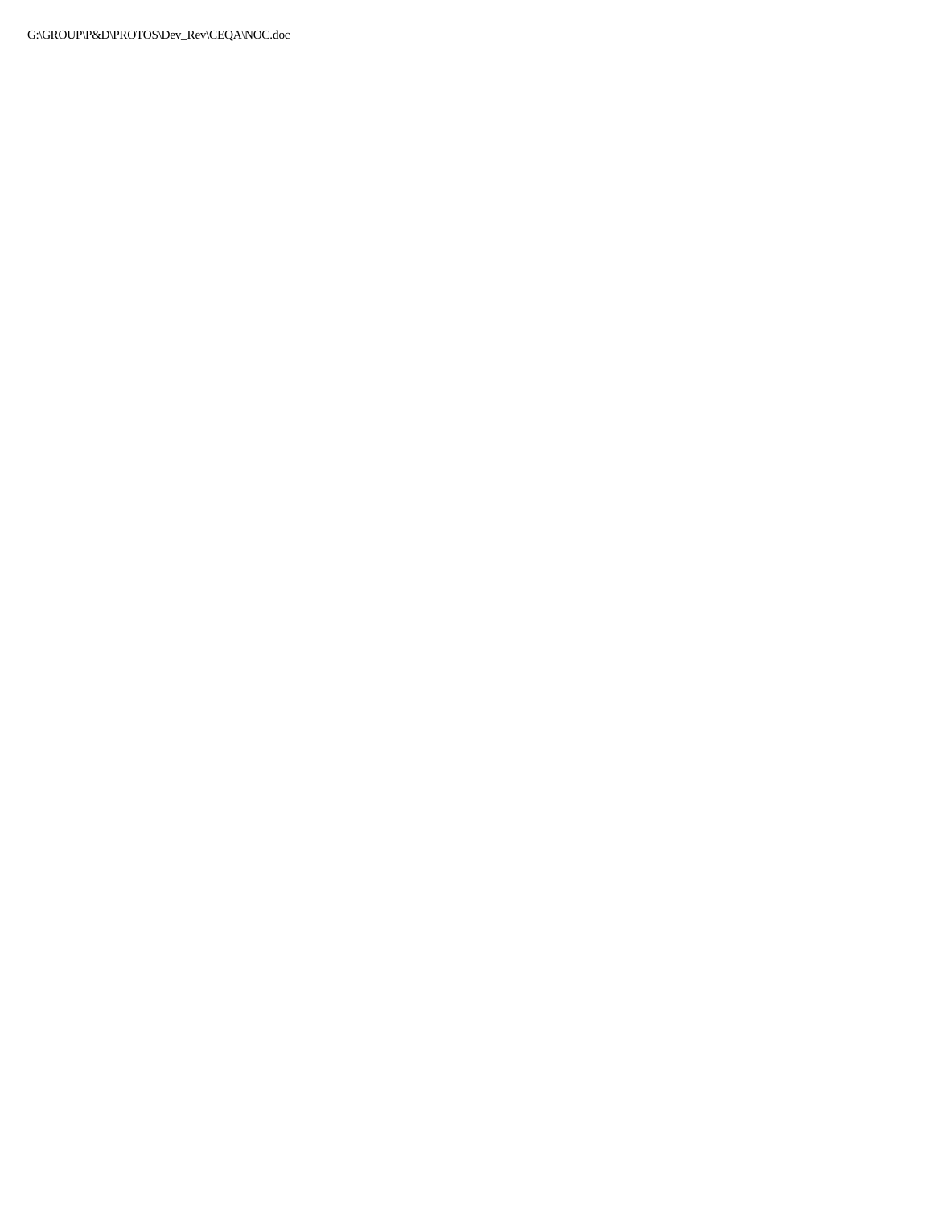G:\GROUP\P&D\PROTOS\Dev_Rev\CEQA\NOC.doc